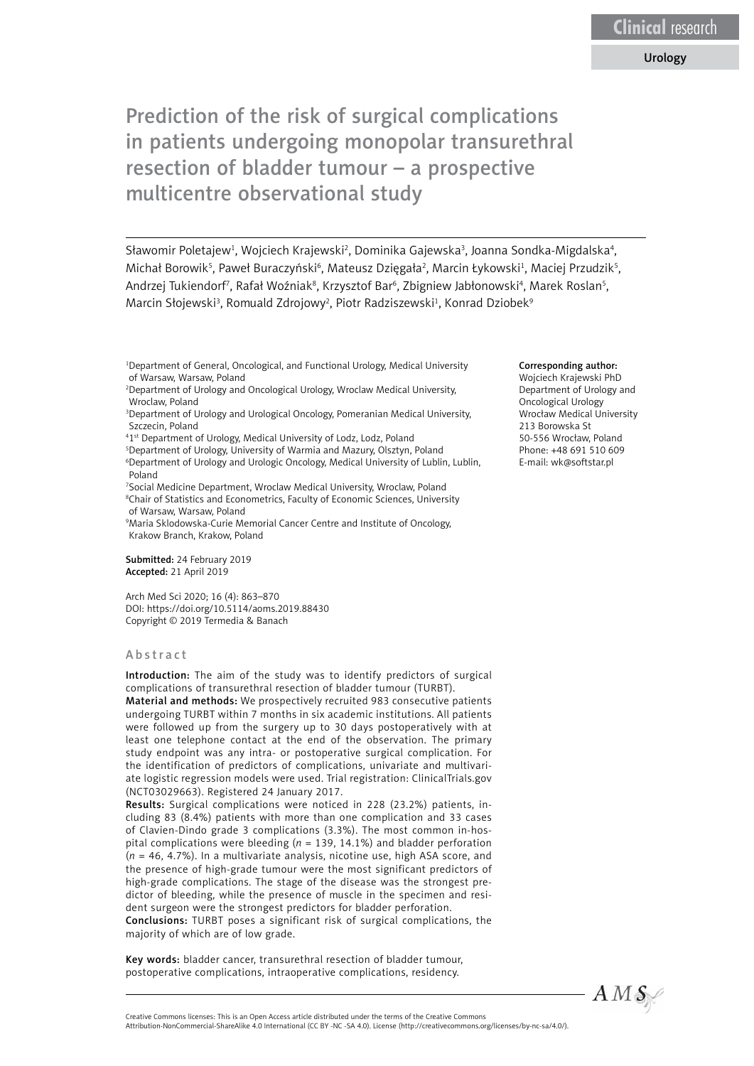Clinical research

Urology

# Prediction of the risk of surgical complications in patients undergoing monopolar transurethral resection of bladder tumour – a prospective multicentre observational study

Sławomir Poletajew[1], Wojciech Krajewski[2], Dominika Gajewska[3], Joanna Sondka-Migdalska[4], Michał Borowik[5], Paweł Buraczyński[6], Mateusz Dzięgała[2], Marcin Łykowski[1], Maciej Przudzik[5], Andrzej Tukiendorf[7], Rafał Woźniak[8], Krzysztof Bar[6], Zbigniew Jabłonowski[4], Marek Roslan[5], Marcin Słojewski[3], Romuald Zdrojowy[2], Piotr Radziszewski[1], Konrad Dziobek[9]

[1]Department of General, Oncological, and Functional Urology, Medical University of Warsaw, Warsaw, Poland
[2]Department of Urology and Oncological Urology, Wroclaw Medical University, Wroclaw, Poland
[3]Department of Urology and Urological Oncology, Pomeranian Medical University, Szczecin, Poland
[4]1st Department of Urology, Medical University of Lodz, Lodz, Poland
[5]Department of Urology, University of Warmia and Mazury, Olsztyn, Poland
[6]Department of Urology and Urologic Oncology, Medical University of Lublin, Lublin, Poland
[7]Social Medicine Department, Wroclaw Medical University, Wroclaw, Poland
[8]Chair of Statistics and Econometrics, Faculty of Economic Sciences, University of Warsaw, Warsaw, Poland
[9]Maria Sklodowska-Curie Memorial Cancer Centre and Institute of Oncology, Krakow Branch, Krakow, Poland

**Corresponding author:**
Wojciech Krajewski PhD
Department of Urology and Oncological Urology
Wrocław Medical University
213 Borowska St
50-556 Wrocław, Poland
Phone: +48 691 510 609
E-mail: wk@softstar.pl

**Submitted:** 24 February 2019
**Accepted:** 21 April 2019

Arch Med Sci 2020; 16 (4): 863–870
DOI: https://doi.org/10.5114/aoms.2019.88430
Copyright © 2019 Termedia & Banach

## Abstract

**Introduction:** The aim of the study was to identify predictors of surgical complications of transurethral resection of bladder tumour (TURBT).

**Material and methods:** We prospectively recruited 983 consecutive patients undergoing TURBT within 7 months in six academic institutions. All patients were followed up from the surgery up to 30 days postoperatively with at least one telephone contact at the end of the observation. The primary study endpoint was any intra- or postoperative surgical complication. For the identification of predictors of complications, univariate and multivariate logistic regression models were used. Trial registration: ClinicalTrials.gov (NCT03029663). Registered 24 January 2017.

**Results:** Surgical complications were noticed in 228 (23.2%) patients, including 83 (8.4%) patients with more than one complication and 33 cases of Clavien-Dindo grade 3 complications (3.3%). The most common in-hospital complications were bleeding (*n* = 139, 14.1%) and bladder perforation (*n* = 46, 4.7%). In a multivariate analysis, nicotine use, high ASA score, and the presence of high-grade tumour were the most significant predictors of high-grade complications. The stage of the disease was the strongest predictor of bleeding, while the presence of muscle in the specimen and resident surgeon were the strongest predictors for bladder perforation.

**Conclusions:** TURBT poses a significant risk of surgical complications, the majority of which are of low grade.

**Key words:** bladder cancer, transurethral resection of bladder tumour, postoperative complications, intraoperative complications, residency.

Creative Commons licenses: This is an Open Access article distributed under the terms of the Creative Commons Attribution-NonCommercial-ShareAlike 4.0 International (CC BY -NC -SA 4.0). License (http://creativecommons.org/licenses/by-nc-sa/4.0/).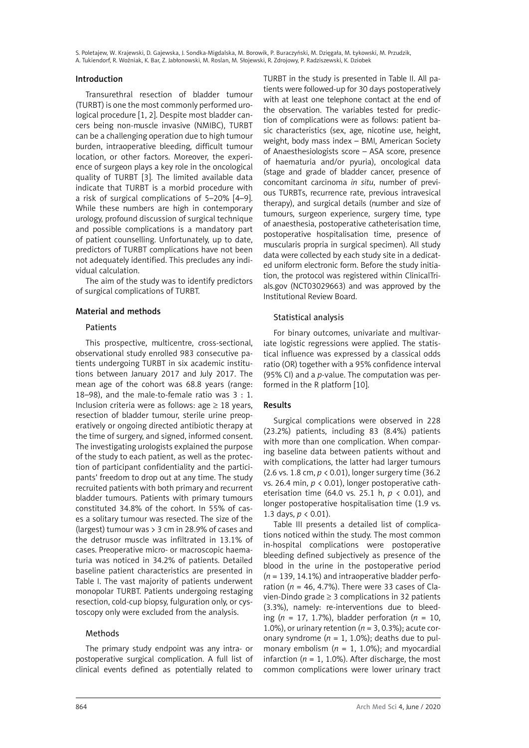## Introduction

Transurethral resection of bladder tumour (TURBT) is one the most commonly performed urological procedure [1, 2]. Despite most bladder cancers being non-muscle invasive (NMIBC), TURBT can be a challenging operation due to high tumour burden, intraoperative bleeding, difficult tumour location, or other factors. Moreover, the experience of surgeon plays a key role in the oncological quality of TURBT [3]. The limited available data indicate that TURBT is a morbid procedure with a risk of surgical complications of 5–20% [4–9]. While these numbers are high in contemporary urology, profound discussion of surgical technique and possible complications is a mandatory part of patient counselling. Unfortunately, up to date, predictors of TURBT complications have not been not adequately identified. This precludes any individual calculation.

The aim of the study was to identify predictors of surgical complications of TURBT.

## Material and methods

### Patients

This prospective, multicentre, cross-sectional, observational study enrolled 983 consecutive patients undergoing TURBT in six academic institutions between January 2017 and July 2017. The mean age of the cohort was 68.8 years (range: 18–98), and the male-to-female ratio was 3 : 1. Inclusion criteria were as follows: age ≥ 18 years, resection of bladder tumour, sterile urine preoperatively or ongoing directed antibiotic therapy at the time of surgery, and signed, informed consent. The investigating urologists explained the purpose of the study to each patient, as well as the protection of participant confidentiality and the participants' freedom to drop out at any time. The study recruited patients with both primary and recurrent bladder tumours. Patients with primary tumours constituted 34.8% of the cohort. In 55% of cases a solitary tumour was resected. The size of the (largest) tumour was > 3 cm in 28.9% of cases and the detrusor muscle was infiltrated in 13.1% of cases. Preoperative micro- or macroscopic haematuria was noticed in 34.2% of patients. Detailed baseline patient characteristics are presented in Table I. The vast majority of patients underwent monopolar TURBT. Patients undergoing restaging resection, cold-cup biopsy, fulguration only, or cystoscopy only were excluded from the analysis.

### Methods

The primary study endpoint was any intra- or postoperative surgical complication. A full list of clinical events defined as potentially related to TURBT in the study is presented in Table II. All patients were followed-up for 30 days postoperatively with at least one telephone contact at the end of the observation. The variables tested for prediction of complications were as follows: patient basic characteristics (sex, age, nicotine use, height, weight, body mass index – BMI, American Society of Anaesthesiologists score – ASA score, presence of haematuria and/or pyuria), oncological data (stage and grade of bladder cancer, presence of concomitant carcinoma *in situ*, number of previous TURBTs, recurrence rate, previous intravesical therapy), and surgical details (number and size of tumours, surgeon experience, surgery time, type of anaesthesia, postoperative catheterisation time, postoperative hospitalisation time, presence of muscularis propria in surgical specimen). All study data were collected by each study site in a dedicated uniform electronic form. Before the study initiation, the protocol was registered within ClinicalTrials.gov (NCT03029663) and was approved by the Institutional Review Board.

### Statistical analysis

For binary outcomes, univariate and multivariate logistic regressions were applied. The statistical influence was expressed by a classical odds ratio (OR) together with a 95% confidence interval (95% CI) and a *p*-value. The computation was performed in the R platform [10].

## Results

Surgical complications were observed in 228 (23.2%) patients, including 83 (8.4%) patients with more than one complication. When comparing baseline data between patients without and with complications, the latter had larger tumours (2.6 vs. 1.8 cm, $p < 0.01$), longer surgery time (36.2 vs. 26.4 min, $p < 0.01$), longer postoperative catheterisation time (64.0 vs. 25.1 h, $p < 0.01$), and longer postoperative hospitalisation time (1.9 vs. 1.3 days, $p < 0.01$).

Table III presents a detailed list of complications noticed within the study. The most common in-hospital complications were postoperative bleeding defined subjectively as presence of the blood in the urine in the postoperative period ($n$ = 139, 14.1%) and intraoperative bladder perforation ($n$ = 46, 4.7%). There were 33 cases of Clavien-Dindo grade ≥ 3 complications in 32 patients (3.3%), namely: re-interventions due to bleeding ($n$ = 17, 1.7%), bladder perforation ($n$ = 10, 1.0%), or urinary retention ($n$ = 3, 0.3%); acute coronary syndrome ($n$ = 1, 1.0%); deaths due to pulmonary embolism ($n$ = 1, 1.0%); and myocardial infarction ($n$ = 1, 1.0%). After discharge, the most common complications were lower urinary tract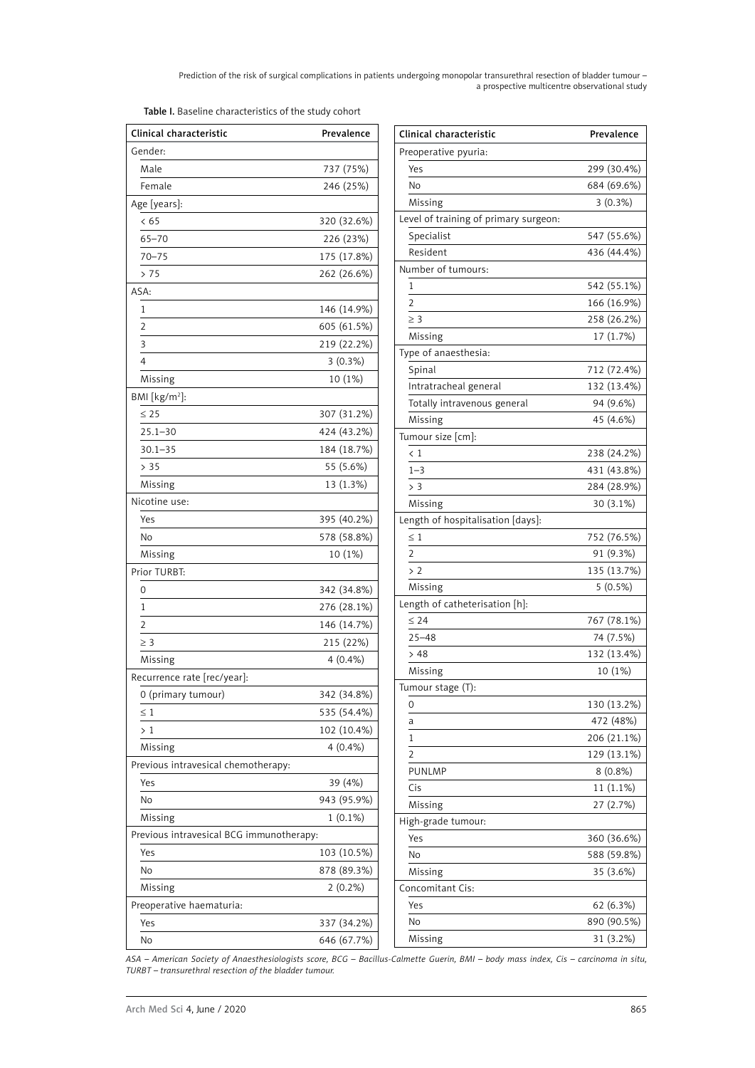Table I. Baseline characteristics of the study cohort

| Clinical characteristic | Prevalence |
|---|---|
| Gender: | |
| Male | 737 (75%) |
| Female | 246 (25%) |
| Age [years]: | |
| < 65 | 320 (32.6%) |
| 65–70 | 226 (23%) |
| 70–75 | 175 (17.8%) |
| > 75 | 262 (26.6%) |
| ASA: | |
| 1 | 146 (14.9%) |
| 2 | 605 (61.5%) |
| 3 | 219 (22.2%) |
| 4 | 3 (0.3%) |
| Missing | 10 (1%) |
| BMI [kg/m$^2$]: | |
| ≤ 25 | 307 (31.2%) |
| 25.1–30 | 424 (43.2%) |
| 30.1–35 | 184 (18.7%) |
| > 35 | 55 (5.6%) |
| Missing | 13 (1.3%) |
| Nicotine use: | |
| Yes | 395 (40.2%) |
| No | 578 (58.8%) |
| Missing | 10 (1%) |
| Prior TURBT: | |
| 0 | 342 (34.8%) |
| 1 | 276 (28.1%) |
| 2 | 146 (14.7%) |
| ≥ 3 | 215 (22%) |
| Missing | 4 (0.4%) |
| Recurrence rate [rec/year]: | |
| 0 (primary tumour) | 342 (34.8%) |
| ≤ 1 | 535 (54.4%) |
| > 1 | 102 (10.4%) |
| Missing | 4 (0.4%) |
| Previous intravesical chemotherapy: | |
| Yes | 39 (4%) |
| No | 943 (95.9%) |
| Missing | 1 (0.1%) |
| Previous intravesical BCG immunotherapy: | |
| Yes | 103 (10.5%) |
| No | 878 (89.3%) |
| Missing | 2 (0.2%) |
| Preoperative haematuria: | |
| Yes | 337 (34.2%) |
| No | 646 (67.7%) |
| Preoperative pyuria: | |
| Yes | 299 (30.4%) |
| No | 684 (69.6%) |
| Missing | 3 (0.3%) |
| Level of training of primary surgeon: | |
| Specialist | 547 (55.6%) |
| Resident | 436 (44.4%) |
| Number of tumours: | |
| 1 | 542 (55.1%) |
| 2 | 166 (16.9%) |
| ≥ 3 | 258 (26.2%) |
| Missing | 17 (1.7%) |
| Type of anaesthesia: | |
| Spinal | 712 (72.4%) |
| Intratracheal general | 132 (13.4%) |
| Totally intravenous general | 94 (9.6%) |
| Missing | 45 (4.6%) |
| Tumour size [cm]: | |
| < 1 | 238 (24.2%) |
| 1–3 | 431 (43.8%) |
| > 3 | 284 (28.9%) |
| Missing | 30 (3.1%) |
| Length of hospitalisation [days]: | |
| ≤ 1 | 752 (76.5%) |
| 2 | 91 (9.3%) |
| > 2 | 135 (13.7%) |
| Missing | 5 (0.5%) |
| Length of catheterisation [h]: | |
| ≤ 24 | 767 (78.1%) |
| 25–48 | 74 (7.5%) |
| > 48 | 132 (13.4%) |
| Missing | 10 (1%) |
| Tumour stage (T): | |
| 0 | 130 (13.2%) |
| a | 472 (48%) |
| 1 | 206 (21.1%) |
| 2 | 129 (13.1%) |
| PUNLMP | 8 (0.8%) |
| Cis | 11 (1.1%) |
| Missing | 27 (2.7%) |
| High-grade tumour: | |
| Yes | 360 (36.6%) |
| No | 588 (59.8%) |
| Missing | 35 (3.6%) |
| Concomitant Cis: | |
| Yes | 62 (6.3%) |
| No | 890 (90.5%) |
| Missing | 31 (3.2%) |

*ASA – American Society of Anaesthesiologists score, BCG – Bacillus-Calmette Guerin, BMI – body mass index, Cis – carcinoma in situ, TURBT – transurethral resection of the bladder tumour.*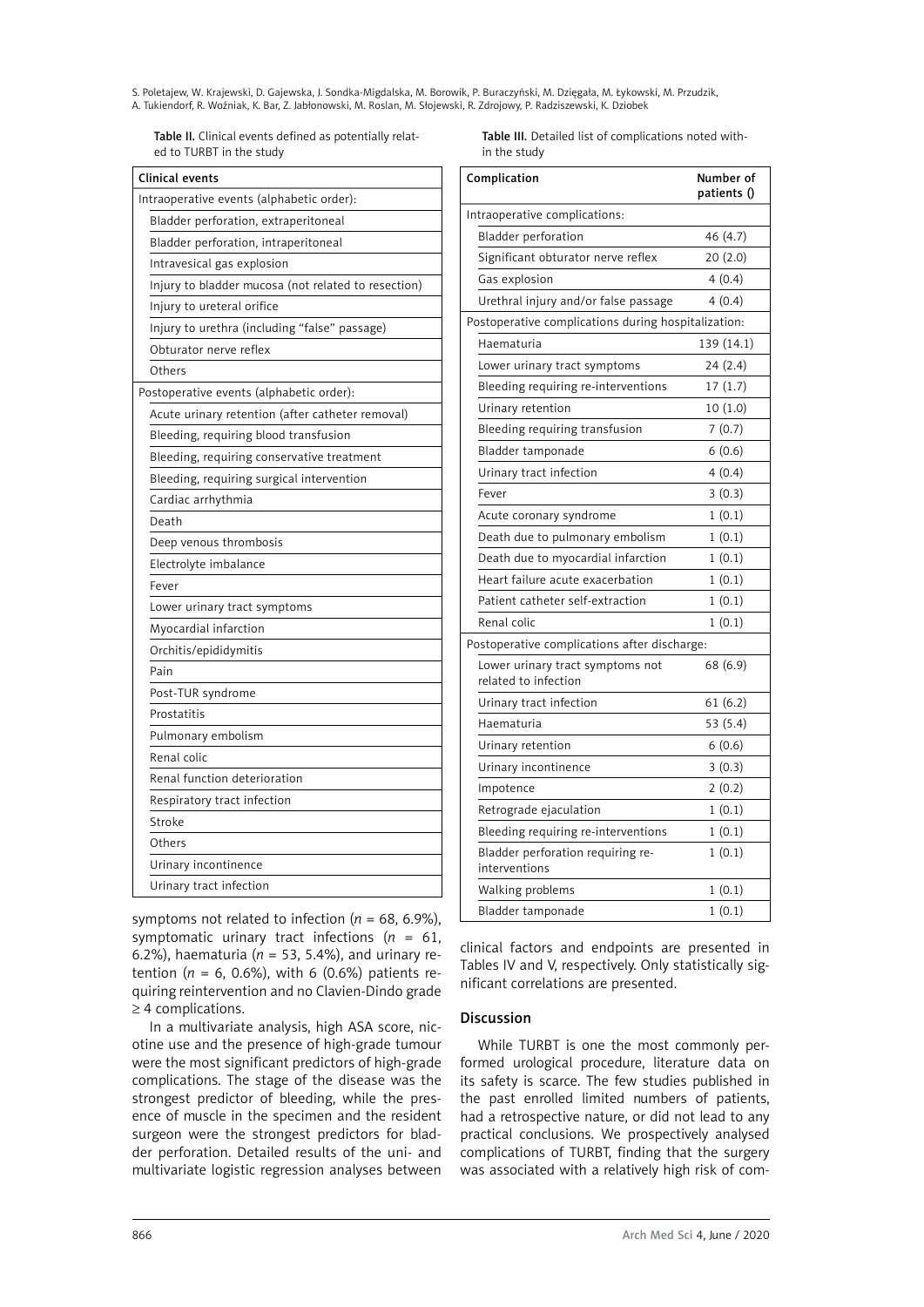Table II. Clinical events defined as potentially related to TURBT in the study

| Clinical events |
|---|
| Intraoperative events (alphabetic order): |
| Bladder perforation, extraperitoneal |
| Bladder perforation, intraperitoneal |
| Intravesical gas explosion |
| Injury to bladder mucosa (not related to resection) |
| Injury to ureteral orifice |
| Injury to urethra (including "false" passage) |
| Obturator nerve reflex |
| Others |
| Postoperative events (alphabetic order): |
| Acute urinary retention (after catheter removal) |
| Bleeding, requiring blood transfusion |
| Bleeding, requiring conservative treatment |
| Bleeding, requiring surgical intervention |
| Cardiac arrhythmia |
| Death |
| Deep venous thrombosis |
| Electrolyte imbalance |
| Fever |
| Lower urinary tract symptoms |
| Myocardial infarction |
| Orchitis/epididymitis |
| Pain |
| Post-TUR syndrome |
| Prostatitis |
| Pulmonary embolism |
| Renal colic |
| Renal function deterioration |
| Respiratory tract infection |
| Stroke |
| Others |
| Urinary incontinence |
| Urinary tract infection |

Table III. Detailed list of complications noted within the study

| Complication | Number of patients () |
|---|---|
| Intraoperative complications: | |
| Bladder perforation | 46 (4.7) |
| Significant obturator nerve reflex | 20 (2.0) |
| Gas explosion | 4 (0.4) |
| Urethral injury and/or false passage | 4 (0.4) |
| Postoperative complications during hospitalization: | |
| Haematuria | 139 (14.1) |
| Lower urinary tract symptoms | 24 (2.4) |
| Bleeding requiring re-interventions | 17 (1.7) |
| Urinary retention | 10 (1.0) |
| Bleeding requiring transfusion | 7 (0.7) |
| Bladder tamponade | 6 (0.6) |
| Urinary tract infection | 4 (0.4) |
| Fever | 3 (0.3) |
| Acute coronary syndrome | 1 (0.1) |
| Death due to pulmonary embolism | 1 (0.1) |
| Death due to myocardial infarction | 1 (0.1) |
| Heart failure acute exacerbation | 1 (0.1) |
| Patient catheter self-extraction | 1 (0.1) |
| Renal colic | 1 (0.1) |
| Postoperative complications after discharge: | |
| Lower urinary tract symptoms not related to infection | 68 (6.9) |
| Urinary tract infection | 61 (6.2) |
| Haematuria | 53 (5.4) |
| Urinary retention | 6 (0.6) |
| Urinary incontinence | 3 (0.3) |
| Impotence | 2 (0.2) |
| Retrograde ejaculation | 1 (0.1) |
| Bleeding requiring re-interventions | 1 (0.1) |
| Bladder perforation requiring re-interventions | 1 (0.1) |
| Walking problems | 1 (0.1) |
| Bladder tamponade | 1 (0.1) |

symptoms not related to infection ($n$ = 68, 6.9%), symptomatic urinary tract infections ($n$ = 61, 6.2%), haematuria ($n$ = 53, 5.4%), and urinary retention ($n$ = 6, 0.6%), with 6 (0.6%) patients requiring reintervention and no Clavien-Dindo grade ≥ 4 complications.

In a multivariate analysis, high ASA score, nicotine use and the presence of high-grade tumour were the most significant predictors of high-grade complications. The stage of the disease was the strongest predictor of bleeding, while the presence of muscle in the specimen and the resident surgeon were the strongest predictors for bladder perforation. Detailed results of the uni- and multivariate logistic regression analyses between clinical factors and endpoints are presented in Tables IV and V, respectively. Only statistically significant correlations are presented.

## Discussion

While TURBT is one the most commonly performed urological procedure, literature data on its safety is scarce. The few studies published in the past enrolled limited numbers of patients, had a retrospective nature, or did not lead to any practical conclusions. We prospectively analysed complications of TURBT, finding that the surgery was associated with a relatively high risk of com-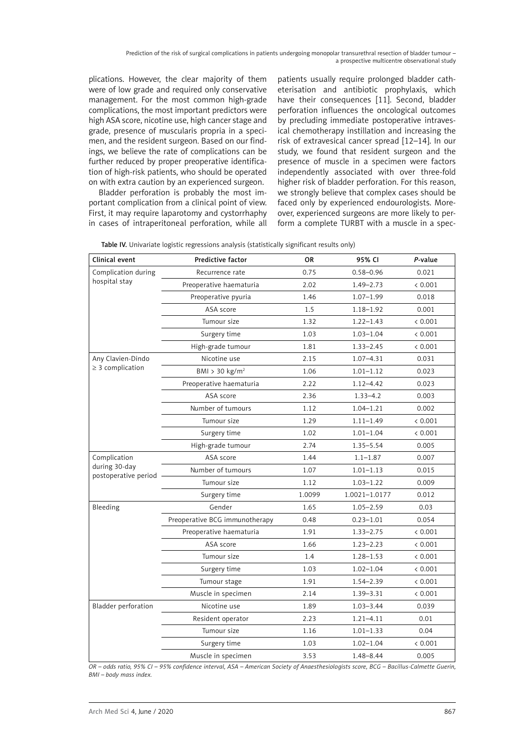plications. However, the clear majority of them were of low grade and required only conservative management. For the most common high-grade complications, the most important predictors were high ASA score, nicotine use, high cancer stage and grade, presence of muscularis propria in a specimen, and the resident surgeon. Based on our findings, we believe the rate of complications can be further reduced by proper preoperative identification of high-risk patients, who should be operated on with extra caution by an experienced surgeon.

Bladder perforation is probably the most important complication from a clinical point of view. First, it may require laparotomy and cystorrhaphy in cases of intraperitoneal perforation, while all patients usually require prolonged bladder catheterisation and antibiotic prophylaxis, which have their consequences [11]. Second, bladder perforation influences the oncological outcomes by precluding immediate postoperative intravesical chemotherapy instillation and increasing the risk of extravesical cancer spread [12–14]. In our study, we found that resident surgeon and the presence of muscle in a specimen were factors independently associated with over three-fold higher risk of bladder perforation. For this reason, we strongly believe that complex cases should be faced only by experienced endourologists. Moreover, experienced surgeons are more likely to perform a complete TURBT with a muscle in a spec-

**Table IV.** Univariate logistic regressions analysis (statistically significant results only)

| Clinical event | Predictive factor | OR | 95% CI | *P*-value |
|---|---|---|---|---|
| Complication during hospital stay | Recurrence rate | 0.75 | 0.58–0.96 | 0.021 |
| | Preoperative haematuria | 2.02 | 1.49–2.73 | < 0.001 |
| | Preoperative pyuria | 1.46 | 1.07–1.99 | 0.018 |
| | ASA score | 1.5 | 1.18–1.92 | 0.001 |
| | Tumour size | 1.32 | 1.22–1.43 | < 0.001 |
| | Surgery time | 1.03 | 1.03–1.04 | < 0.001 |
| | High-grade tumour | 1.81 | 1.33–2.45 | < 0.001 |
| Any Clavien-Dindo ≥ 3 complication | Nicotine use | 2.15 | 1.07–4.31 | 0.031 |
| | BMI > 30 kg/m$^2$ | 1.06 | 1.01–1.12 | 0.023 |
| | Preoperative haematuria | 2.22 | 1.12–4.42 | 0.023 |
| | ASA score | 2.36 | 1.33–4.2 | 0.003 |
| | Number of tumours | 1.12 | 1.04–1.21 | 0.002 |
| | Tumour size | 1.29 | 1.11–1.49 | < 0.001 |
| | Surgery time | 1.02 | 1.01–1.04 | < 0.001 |
| | High-grade tumour | 2.74 | 1.35–5.54 | 0.005 |
| Complication during 30-day postoperative period | ASA score | 1.44 | 1.1–1.87 | 0.007 |
| | Number of tumours | 1.07 | 1.01–1.13 | 0.015 |
| | Tumour size | 1.12 | 1.03–1.22 | 0.009 |
| | Surgery time | 1.0099 | 1.0021–1.0177 | 0.012 |
| Bleeding | Gender | 1.65 | 1.05–2.59 | 0.03 |
| | Preoperative BCG immunotherapy | 0.48 | 0.23–1.01 | 0.054 |
| | Preoperative haematuria | 1.91 | 1.33–2.75 | < 0.001 |
| | ASA score | 1.66 | 1.23–2.23 | < 0.001 |
| | Tumour size | 1.4 | 1.28–1.53 | < 0.001 |
| | Surgery time | 1.03 | 1.02–1.04 | < 0.001 |
| | Tumour stage | 1.91 | 1.54–2.39 | < 0.001 |
| | Muscle in specimen | 2.14 | 1.39–3.31 | < 0.001 |
| Bladder perforation | Nicotine use | 1.89 | 1.03–3.44 | 0.039 |
| | Resident operator | 2.23 | 1.21–4.11 | 0.01 |
| | Tumour size | 1.16 | 1.01–1.33 | 0.04 |
| | Surgery time | 1.03 | 1.02–1.04 | < 0.001 |
| | Muscle in specimen | 3.53 | 1.48–8.44 | 0.005 |

*OR – odds ratio, 95% CI – 95% confidence interval, ASA – American Society of Anaesthesiologists score, BCG – Bacillus-Calmette Guerin, BMI – body mass index.*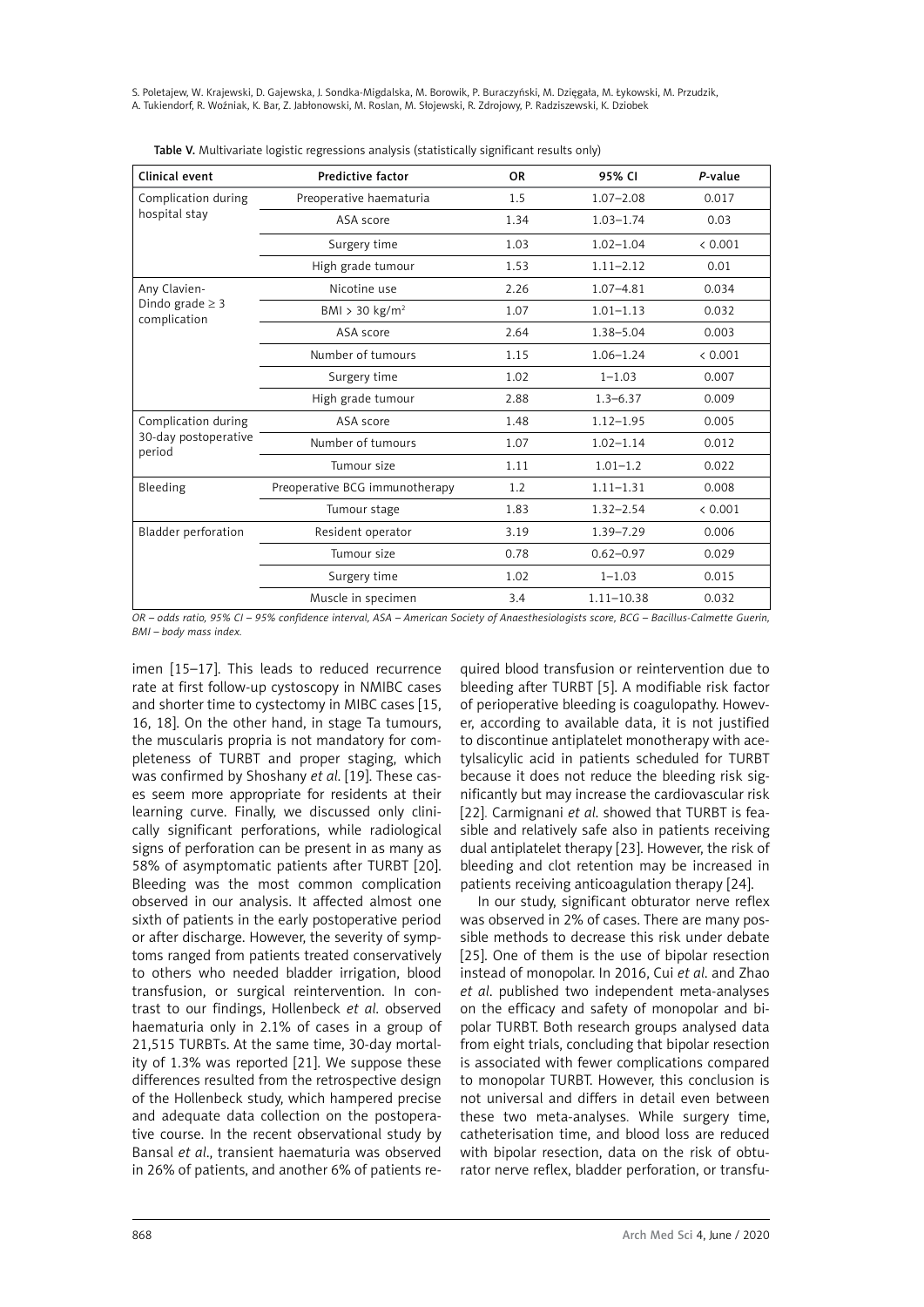Table V. Multivariate logistic regressions analysis (statistically significant results only)

| Clinical event | Predictive factor | OR | 95% CI | *P*-value |
|---|---|---|---|---|
| Complication during hospital stay | Preoperative haematuria | 1.5 | 1.07–2.08 | 0.017 |
| | ASA score | 1.34 | 1.03–1.74 | 0.03 |
| | Surgery time | 1.03 | 1.02–1.04 | < 0.001 |
| | High grade tumour | 1.53 | 1.11–2.12 | 0.01 |
| Any Clavien-Dindo grade ≥ 3 complication | Nicotine use | 2.26 | 1.07–4.81 | 0.034 |
| | BMI > 30 kg/m$^2$ | 1.07 | 1.01–1.13 | 0.032 |
| | ASA score | 2.64 | 1.38–5.04 | 0.003 |
| | Number of tumours | 1.15 | 1.06–1.24 | < 0.001 |
| | Surgery time | 1.02 | 1–1.03 | 0.007 |
| | High grade tumour | 2.88 | 1.3–6.37 | 0.009 |
| Complication during 30-day postoperative period | ASA score | 1.48 | 1.12–1.95 | 0.005 |
| | Number of tumours | 1.07 | 1.02–1.14 | 0.012 |
| | Tumour size | 1.11 | 1.01–1.2 | 0.022 |
| Bleeding | Preoperative BCG immunotherapy | 1.2 | 1.11–1.31 | 0.008 |
| | Tumour stage | 1.83 | 1.32–2.54 | < 0.001 |
| Bladder perforation | Resident operator | 3.19 | 1.39–7.29 | 0.006 |
| | Tumour size | 0.78 | 0.62–0.97 | 0.029 |
| | Surgery time | 1.02 | 1–1.03 | 0.015 |
| | Muscle in specimen | 3.4 | 1.11–10.38 | 0.032 |

*OR – odds ratio, 95% CI – 95% confidence interval, ASA – American Society of Anaesthesiologists score, BCG – Bacillus-Calmette Guerin, BMI – body mass index.*

imen [15–17]. This leads to reduced recurrence rate at first follow-up cystoscopy in NMIBC cases and shorter time to cystectomy in MIBC cases [15, 16, 18]. On the other hand, in stage Ta tumours, the muscularis propria is not mandatory for completeness of TURBT and proper staging, which was confirmed by Shoshany *et al*. [19]. These cases seem more appropriate for residents at their learning curve. Finally, we discussed only clinically significant perforations, while radiological signs of perforation can be present in as many as 58% of asymptomatic patients after TURBT [20]. Bleeding was the most common complication observed in our analysis. It affected almost one sixth of patients in the early postoperative period or after discharge. However, the severity of symptoms ranged from patients treated conservatively to others who needed bladder irrigation, blood transfusion, or surgical reintervention. In contrast to our findings, Hollenbeck *et al*. observed haematuria only in 2.1% of cases in a group of 21,515 TURBTs. At the same time, 30-day mortality of 1.3% was reported [21]. We suppose these differences resulted from the retrospective design of the Hollenbeck study, which hampered precise and adequate data collection on the postoperative course. In the recent observational study by Bansal *et al*., transient haematuria was observed in 26% of patients, and another 6% of patients required blood transfusion or reintervention due to bleeding after TURBT [5]. A modifiable risk factor of perioperative bleeding is coagulopathy. However, according to available data, it is not justified to discontinue antiplatelet monotherapy with acetylsalicylic acid in patients scheduled for TURBT because it does not reduce the bleeding risk significantly but may increase the cardiovascular risk [22]. Carmignani *et al*. showed that TURBT is feasible and relatively safe also in patients receiving dual antiplatelet therapy [23]. However, the risk of bleeding and clot retention may be increased in patients receiving anticoagulation therapy [24].

In our study, significant obturator nerve reflex was observed in 2% of cases. There are many possible methods to decrease this risk under debate [25]. One of them is the use of bipolar resection instead of monopolar. In 2016, Cui *et al*. and Zhao *et al*. published two independent meta-analyses on the efficacy and safety of monopolar and bipolar TURBT. Both research groups analysed data from eight trials, concluding that bipolar resection is associated with fewer complications compared to monopolar TURBT. However, this conclusion is not universal and differs in detail even between these two meta-analyses. While surgery time, catheterisation time, and blood loss are reduced with bipolar resection, data on the risk of obturator nerve reflex, bladder perforation, or transfu-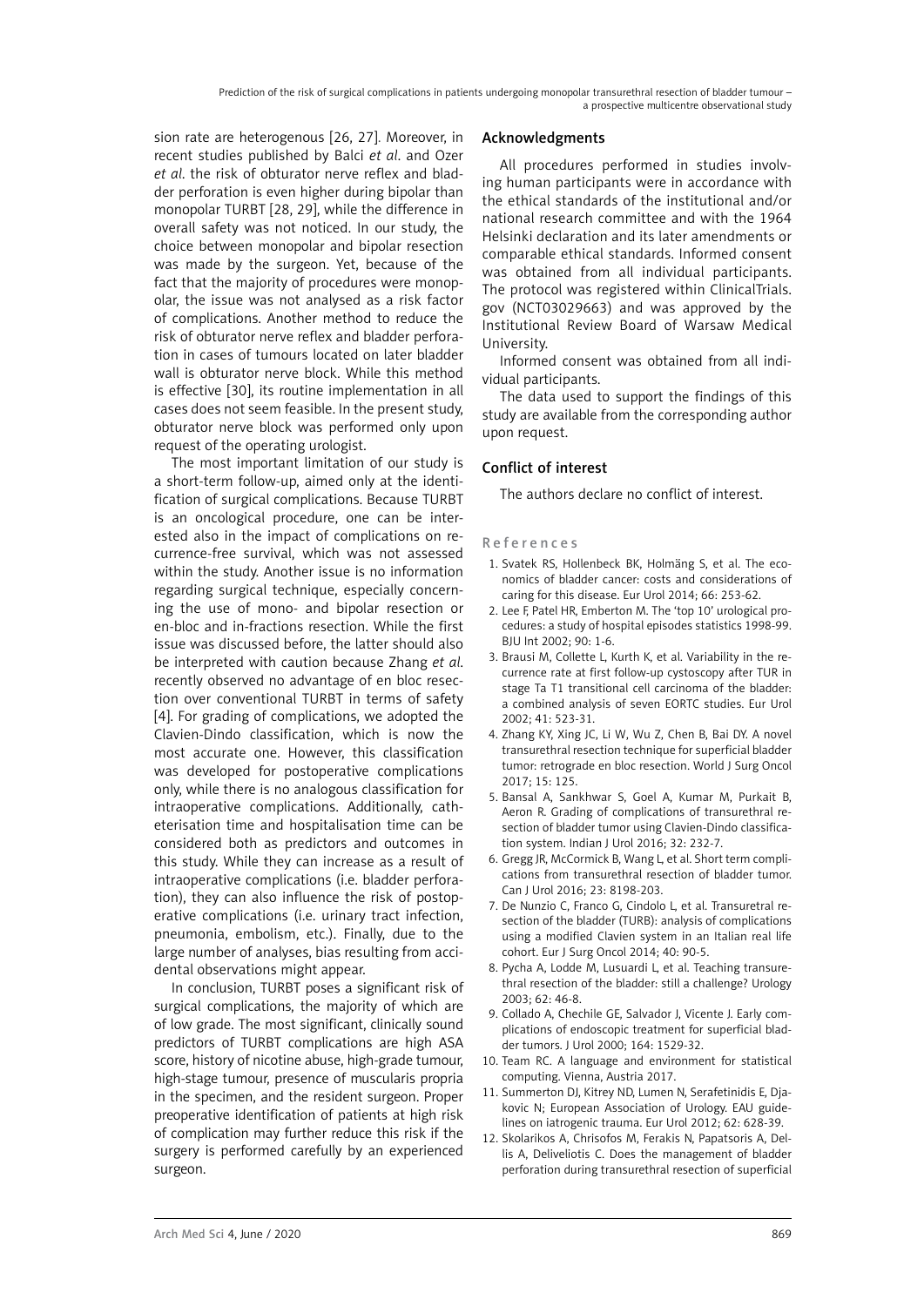sion rate are heterogenous [26, 27]. Moreover, in recent studies published by Balci *et al*. and Ozer *et al*. the risk of obturator nerve reflex and bladder perforation is even higher during bipolar than monopolar TURBT [28, 29], while the difference in overall safety was not noticed. In our study, the choice between monopolar and bipolar resection was made by the surgeon. Yet, because of the fact that the majority of procedures were monopolar, the issue was not analysed as a risk factor of complications. Another method to reduce the risk of obturator nerve reflex and bladder perforation in cases of tumours located on later bladder wall is obturator nerve block. While this method is effective [30], its routine implementation in all cases does not seem feasible. In the present study, obturator nerve block was performed only upon request of the operating urologist.

The most important limitation of our study is a short-term follow-up, aimed only at the identification of surgical complications. Because TURBT is an oncological procedure, one can be interested also in the impact of complications on recurrence-free survival, which was not assessed within the study. Another issue is no information regarding surgical technique, especially concerning the use of mono- and bipolar resection or en-bloc and in-fractions resection. While the first issue was discussed before, the latter should also be interpreted with caution because Zhang *et al*. recently observed no advantage of en bloc resection over conventional TURBT in terms of safety [4]. For grading of complications, we adopted the Clavien-Dindo classification, which is now the most accurate one. However, this classification was developed for postoperative complications only, while there is no analogous classification for intraoperative complications. Additionally, catheterisation time and hospitalisation time can be considered both as predictors and outcomes in this study. While they can increase as a result of intraoperative complications (i.e. bladder perforation), they can also influence the risk of postoperative complications (i.e. urinary tract infection, pneumonia, embolism, etc.). Finally, due to the large number of analyses, bias resulting from accidental observations might appear.

In conclusion, TURBT poses a significant risk of surgical complications, the majority of which are of low grade. The most significant, clinically sound predictors of TURBT complications are high ASA score, history of nicotine abuse, high-grade tumour, high-stage tumour, presence of muscularis propria in the specimen, and the resident surgeon. Proper preoperative identification of patients at high risk of complication may further reduce this risk if the surgery is performed carefully by an experienced surgeon.

## Acknowledgments

All procedures performed in studies involving human participants were in accordance with the ethical standards of the institutional and/or national research committee and with the 1964 Helsinki declaration and its later amendments or comparable ethical standards. Informed consent was obtained from all individual participants. The protocol was registered within ClinicalTrials.gov (NCT03029663) and was approved by the Institutional Review Board of Warsaw Medical University.

Informed consent was obtained from all individual participants.

The data used to support the findings of this study are available from the corresponding author upon request.

## Conflict of interest

The authors declare no conflict of interest.

## References

1. Svatek RS, Hollenbeck BK, Holmäng S, et al. The economics of bladder cancer: costs and considerations of caring for this disease. Eur Urol 2014; 66: 253-62.
2. Lee F, Patel HR, Emberton M. The 'top 10' urological procedures: a study of hospital episodes statistics 1998-99. BJU Int 2002; 90: 1-6.
3. Brausi M, Collette L, Kurth K, et al. Variability in the recurrence rate at first follow-up cystoscopy after TUR in stage Ta T1 transitional cell carcinoma of the bladder: a combined analysis of seven EORTC studies. Eur Urol 2002; 41: 523-31.
4. Zhang KY, Xing JC, Li W, Wu Z, Chen B, Bai DY. A novel transurethral resection technique for superficial bladder tumor: retrograde en bloc resection. World J Surg Oncol 2017; 15: 125.
5. Bansal A, Sankhwar S, Goel A, Kumar M, Purkait B, Aeron R. Grading of complications of transurethral resection of bladder tumor using Clavien-Dindo classification system. Indian J Urol 2016; 32: 232-7.
6. Gregg JR, McCormick B, Wang L, et al. Short term complications from transurethral resection of bladder tumor. Can J Urol 2016; 23: 8198-203.
7. De Nunzio C, Franco G, Cindolo L, et al. Transuretral resection of the bladder (TURB): analysis of complications using a modified Clavien system in an Italian real life cohort. Eur J Surg Oncol 2014; 40: 90-5.
8. Pycha A, Lodde M, Lusuardi L, et al. Teaching transurethral resection of the bladder: still a challenge? Urology 2003; 62: 46-8.
9. Collado A, Chechile GE, Salvador J, Vicente J. Early complications of endoscopic treatment for superficial bladder tumors. J Urol 2000; 164: 1529-32.
10. Team RC. A language and environment for statistical computing. Vienna, Austria 2017.
11. Summerton DJ, Kitrey ND, Lumen N, Serafetinidis E, Djakovic N; European Association of Urology. EAU guidelines on iatrogenic trauma. Eur Urol 2012; 62: 628-39.
12. Skolarikos A, Chrisofos M, Ferakis N, Papatsoris A, Dellis A, Deliveliotis C. Does the management of bladder perforation during transurethral resection of superficial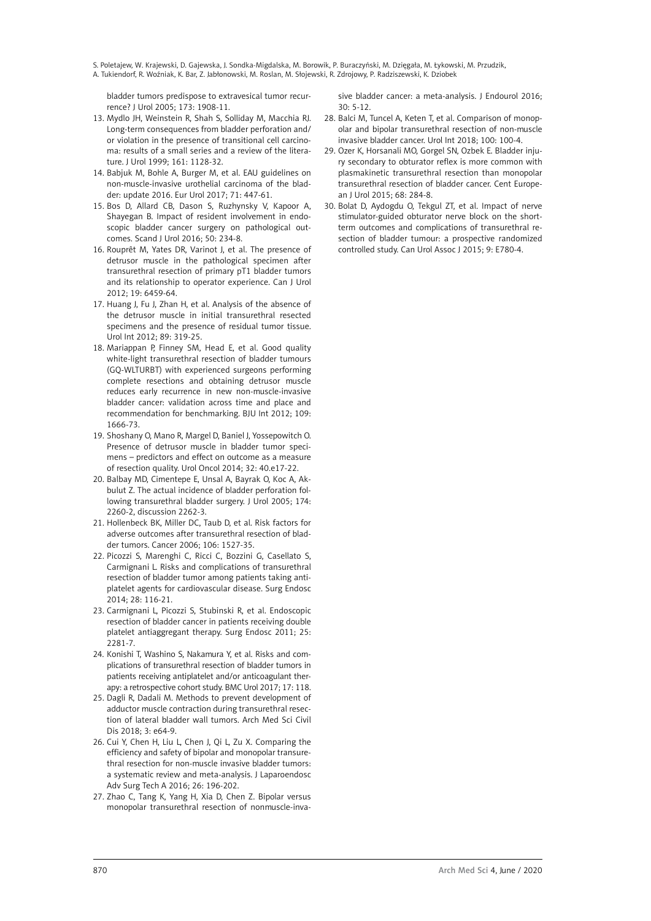bladder tumors predispose to extravesical tumor recurrence? J Urol 2005; 173: 1908-11.

13. Mydlo JH, Weinstein R, Shah S, Solliday M, Macchia RJ. Long-term consequences from bladder perforation and/or violation in the presence of transitional cell carcinoma: results of a small series and a review of the literature. J Urol 1999; 161: 1128-32.
14. Babjuk M, Bohle A, Burger M, et al. EAU guidelines on non-muscle-invasive urothelial carcinoma of the bladder: update 2016. Eur Urol 2017; 71: 447-61.
15. Bos D, Allard CB, Dason S, Ruzhynsky V, Kapoor A, Shayegan B. Impact of resident involvement in endoscopic bladder cancer surgery on pathological outcomes. Scand J Urol 2016; 50: 234-8.
16. Rouprêt M, Yates DR, Varinot J, et al. The presence of detrusor muscle in the pathological specimen after transurethral resection of primary pT1 bladder tumors and its relationship to operator experience. Can J Urol 2012; 19: 6459-64.
17. Huang J, Fu J, Zhan H, et al. Analysis of the absence of the detrusor muscle in initial transurethral resected specimens and the presence of residual tumor tissue. Urol Int 2012; 89: 319-25.
18. Mariappan P, Finney SM, Head E, et al. Good quality white-light transurethral resection of bladder tumours (GQ-WLTURBT) with experienced surgeons performing complete resections and obtaining detrusor muscle reduces early recurrence in new non-muscle-invasive bladder cancer: validation across time and place and recommendation for benchmarking. BJU Int 2012; 109: 1666-73.
19. Shoshany O, Mano R, Margel D, Baniel J, Yossepowitch O. Presence of detrusor muscle in bladder tumor specimens – predictors and effect on outcome as a measure of resection quality. Urol Oncol 2014; 32: 40.e17-22.
20. Balbay MD, Cimentepe E, Unsal A, Bayrak O, Koc A, Akbulut Z. The actual incidence of bladder perforation following transurethral bladder surgery. J Urol 2005; 174: 2260-2, discussion 2262-3.
21. Hollenbeck BK, Miller DC, Taub D, et al. Risk factors for adverse outcomes after transurethral resection of bladder tumors. Cancer 2006; 106: 1527-35.
22. Picozzi S, Marenghi C, Ricci C, Bozzini G, Casellato S, Carmignani L. Risks and complications of transurethral resection of bladder tumor among patients taking antiplatelet agents for cardiovascular disease. Surg Endosc 2014; 28: 116-21.
23. Carmignani L, Picozzi S, Stubinski R, et al. Endoscopic resection of bladder cancer in patients receiving double platelet antiaggregant therapy. Surg Endosc 2011; 25: 2281-7.
24. Konishi T, Washino S, Nakamura Y, et al. Risks and complications of transurethral resection of bladder tumors in patients receiving antiplatelet and/or anticoagulant therapy: a retrospective cohort study. BMC Urol 2017; 17: 118.
25. Dagli R, Dadali M. Methods to prevent development of adductor muscle contraction during transurethral resection of lateral bladder wall tumors. Arch Med Sci Civil Dis 2018; 3: e64-9.
26. Cui Y, Chen H, Liu L, Chen J, Qi L, Zu X. Comparing the efficiency and safety of bipolar and monopolar transurethral resection for non-muscle invasive bladder tumors: a systematic review and meta-analysis. J Laparoendosc Adv Surg Tech A 2016; 26: 196-202.
27. Zhao C, Tang K, Yang H, Xia D, Chen Z. Bipolar versus monopolar transurethral resection of nonmuscle-invasive bladder cancer: a meta-analysis. J Endourol 2016; 30: 5-12.
28. Balci M, Tuncel A, Keten T, et al. Comparison of monopolar and bipolar transurethral resection of non-muscle invasive bladder cancer. Urol Int 2018; 100: 100-4.
29. Ozer K, Horsanali MO, Gorgel SN, Ozbek E. Bladder injury secondary to obturator reflex is more common with plasmakinetic transurethral resection than monopolar transurethral resection of bladder cancer. Cent European J Urol 2015; 68: 284-8.
30. Bolat D, Aydogdu O, Tekgul ZT, et al. Impact of nerve stimulator-guided obturator nerve block on the short-term outcomes and complications of transurethral resection of bladder tumour: a prospective randomized controlled study. Can Urol Assoc J 2015; 9: E780-4.